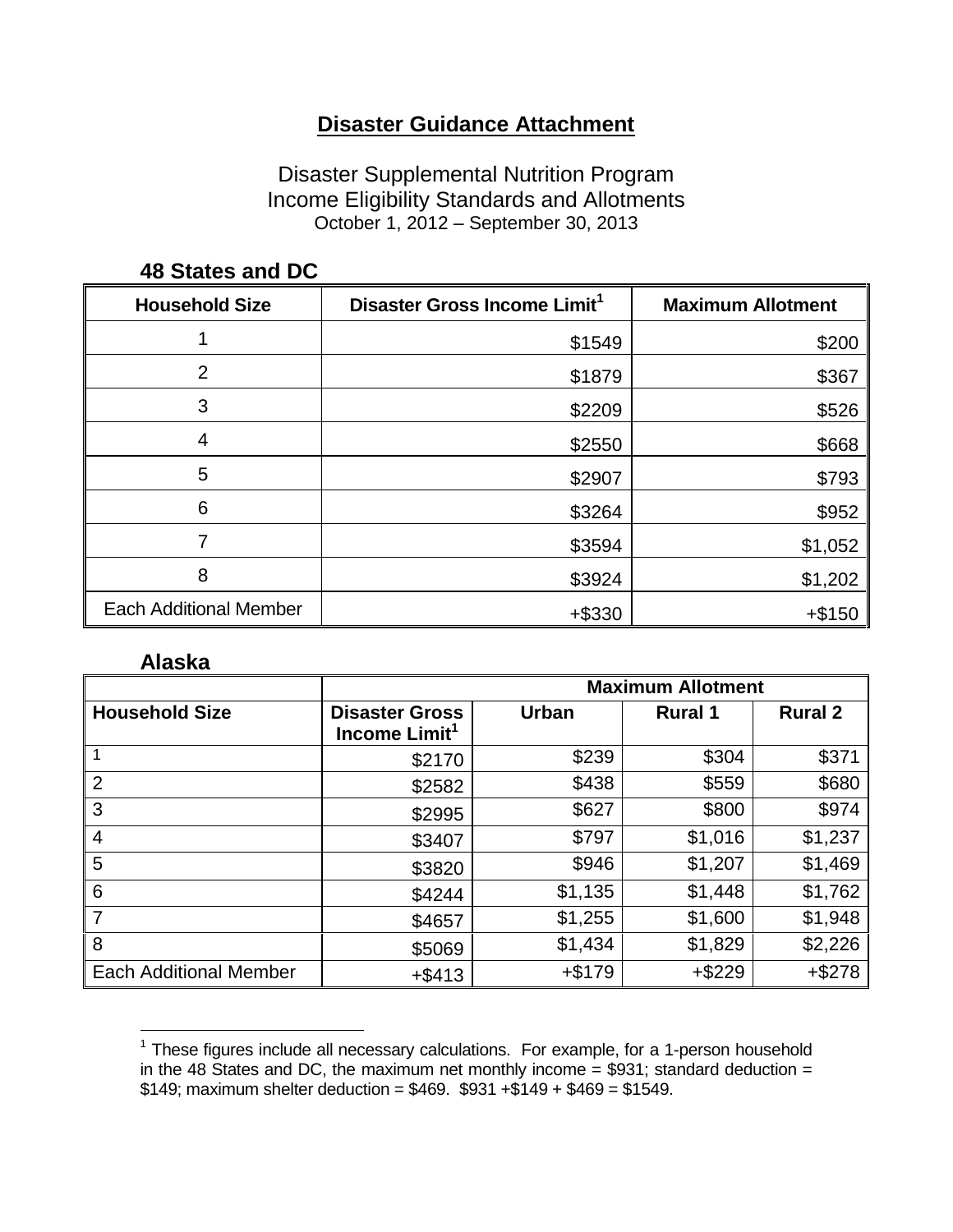# Disaster Guidance Attachment

Disaster Supplemental Nutrition Program
Income Eligibility Standards and Allotments
October 1, 2012 – September 30, 2013

### 48 States and DC

| Household Size | Disaster Gross Income Limit[1] | Maximum Allotment |
|---|---|---|
| 1 | $1549 | $200 |
| 2 | $1879 | $367 |
| 3 | $2209 | $526 |
| 4 | $2550 | $668 |
| 5 | $2907 | $793 |
| 6 | $3264 | $952 |
| 7 | $3594 | $1,052 |
| 8 | $3924 | $1,202 |
| Each Additional Member | +$330 | +$150 |

### Alaska

| | | Maximum Allotment | | |
|---|---|---|---|---|
| **Household Size** | **Disaster Gross Income Limit[1]** | **Urban** | **Rural 1** | **Rural 2** |
| 1 | $2170 | $239 | $304 | $371 |
| 2 | $2582 | $438 | $559 | $680 |
| 3 | $2995 | $627 | $800 | $974 |
| 4 | $3407 | $797 | $1,016 | $1,237 |
| 5 | $3820 | $946 | $1,207 | $1,469 |
| 6 | $4244 | $1,135 | $1,448 | $1,762 |
| 7 | $4657 | $1,255 | $1,600 | $1,948 |
| 8 | $5069 | $1,434 | $1,829 | $2,226 |
| Each Additional Member | +$413 | +$179 | +$229 | +$278 |

[1] These figures include all necessary calculations. For example, for a 1-person household in the 48 States and DC, the maximum net monthly income = $931; standard deduction = $149; maximum shelter deduction = $469. $931 +$149 + $469 = $1549.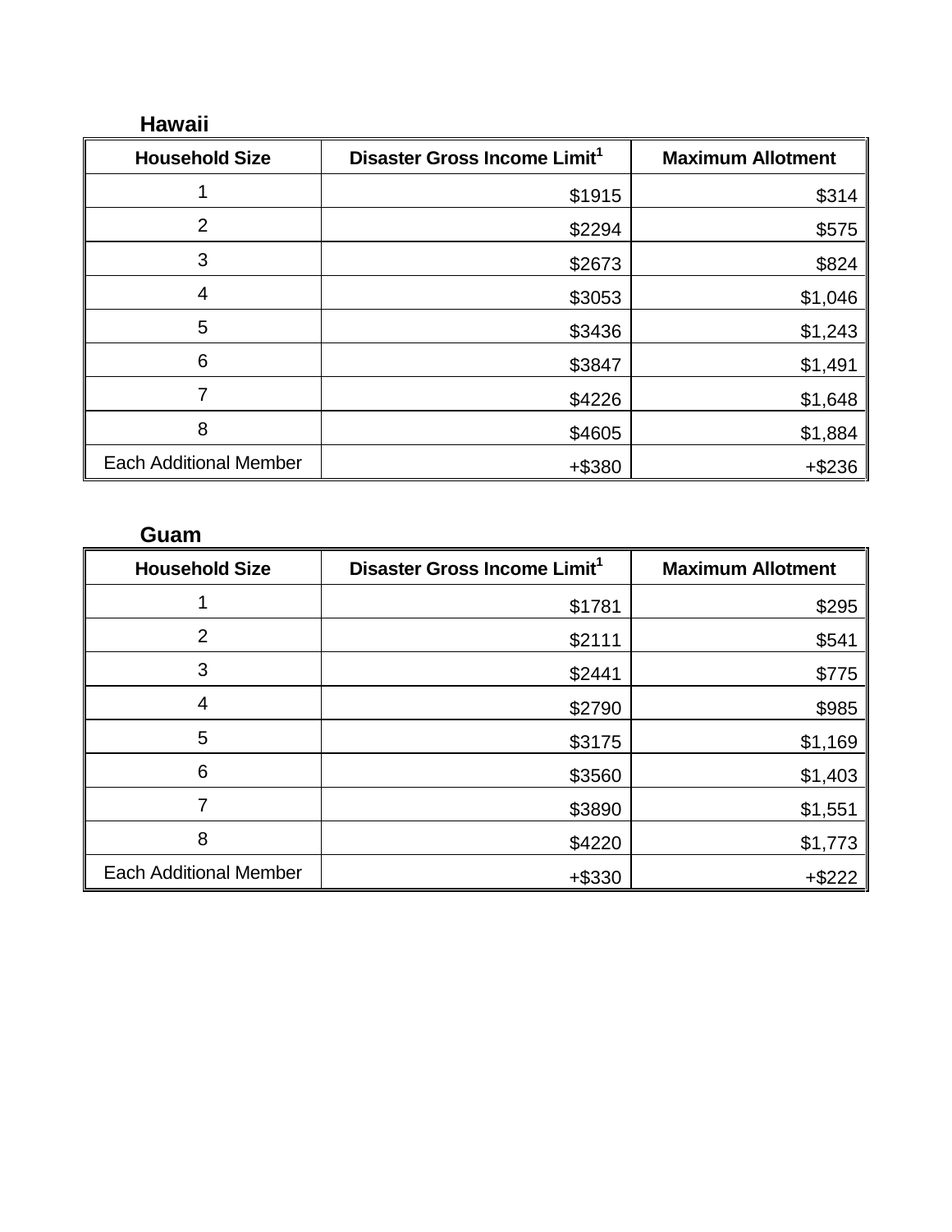## Hawaii

| Household Size | Disaster Gross Income Limit[1] | Maximum Allotment |
|---|---|---|
| 1 | $1915 | $314 |
| 2 | $2294 | $575 |
| 3 | $2673 | $824 |
| 4 | $3053 | $1,046 |
| 5 | $3436 | $1,243 |
| 6 | $3847 | $1,491 |
| 7 | $4226 | $1,648 |
| 8 | $4605 | $1,884 |
| Each Additional Member | +$380 | +$236 |

## Guam

| Household Size | Disaster Gross Income Limit[1] | Maximum Allotment |
|---|---|---|
| 1 | $1781 | $295 |
| 2 | $2111 | $541 |
| 3 | $2441 | $775 |
| 4 | $2790 | $985 |
| 5 | $3175 | $1,169 |
| 6 | $3560 | $1,403 |
| 7 | $3890 | $1,551 |
| 8 | $4220 | $1,773 |
| Each Additional Member | +$330 | +$222 |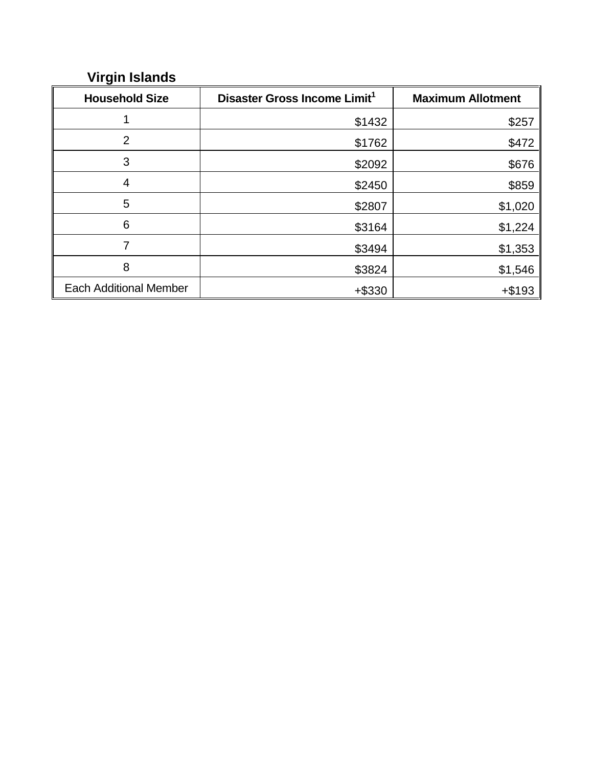## Virgin Islands

| Household Size | Disaster Gross Income Limit[1] | Maximum Allotment |
|---|---|---|
| 1 | $1432 | $257 |
| 2 | $1762 | $472 |
| 3 | $2092 | $676 |
| 4 | $2450 | $859 |
| 5 | $2807 | $1,020 |
| 6 | $3164 | $1,224 |
| 7 | $3494 | $1,353 |
| 8 | $3824 | $1,546 |
| Each Additional Member | +$330 | +$193 |